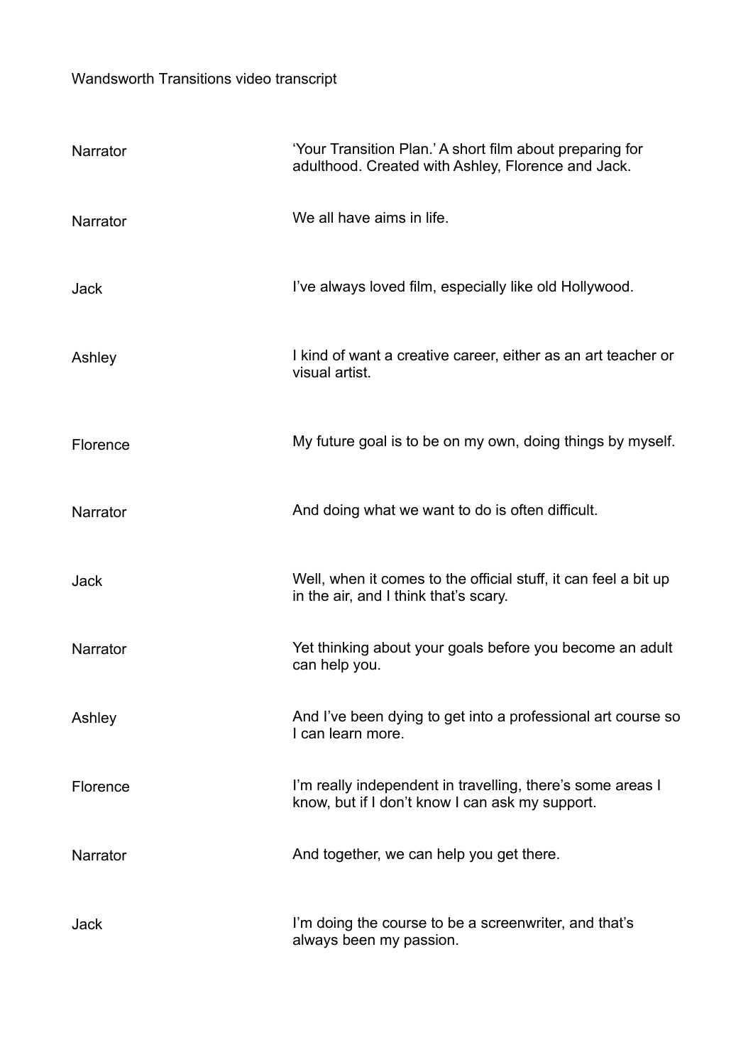Wandsworth Transitions video transcript

| | |
|---|---|
| Narrator | 'Your Transition Plan.' A short film about preparing for adulthood. Created with Ashley, Florence and Jack. |
| Narrator | We all have aims in life. |
| Jack | I've always loved film, especially like old Hollywood. |
| Ashley | I kind of want a creative career, either as an art teacher or visual artist. |
| Florence | My future goal is to be on my own, doing things by myself. |
| Narrator | And doing what we want to do is often difficult. |
| Jack | Well, when it comes to the official stuff, it can feel a bit up in the air, and I think that's scary. |
| Narrator | Yet thinking about your goals before you become an adult can help you. |
| Ashley | And I've been dying to get into a professional art course so I can learn more. |
| Florence | I'm really independent in travelling, there's some areas I know, but if I don't know I can ask my support. |
| Narrator | And together, we can help you get there. |
| Jack | I'm doing the course to be a screenwriter, and that's always been my passion. |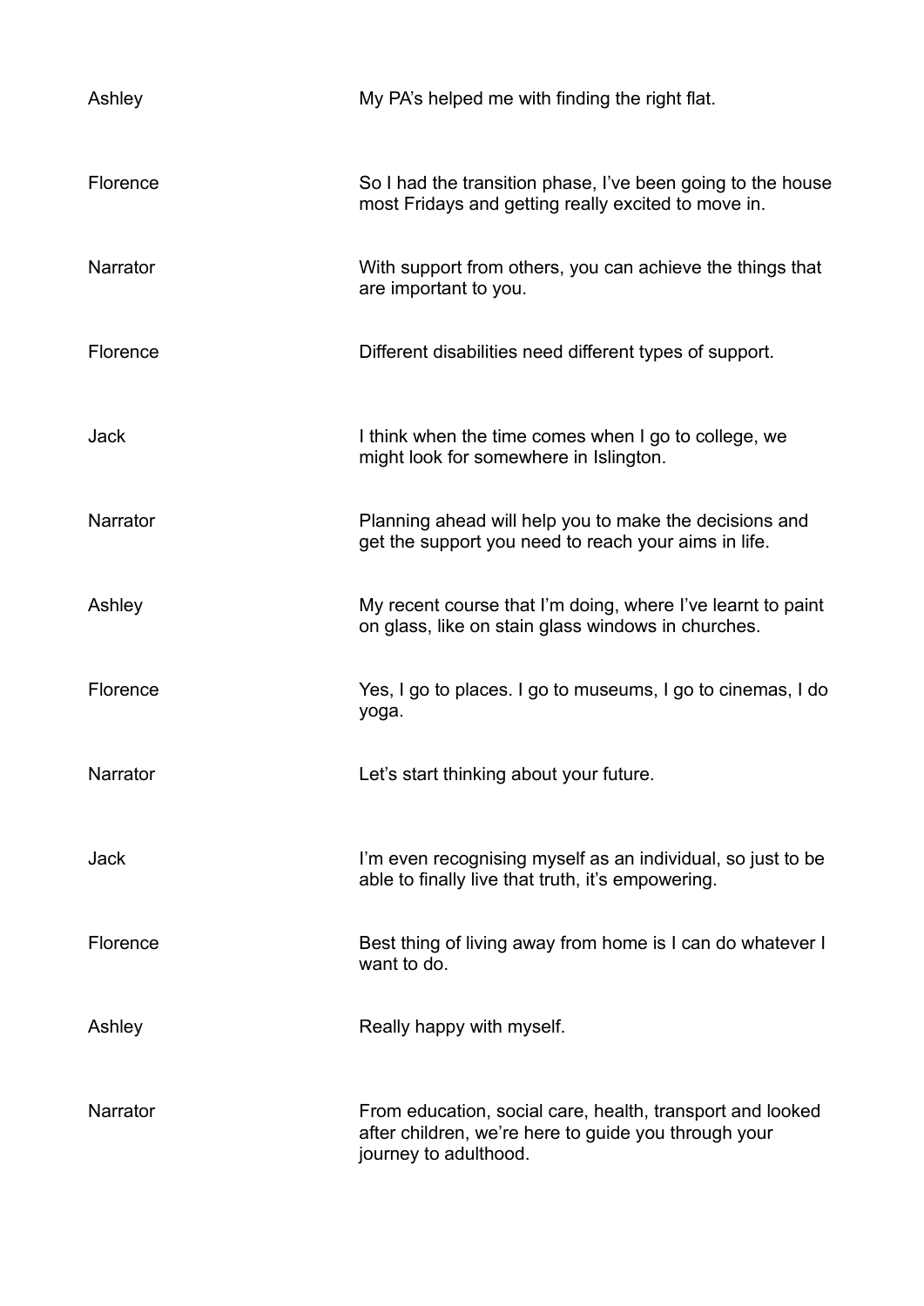| | |
|---|---|
| Ashley | My PA's helped me with finding the right flat. |
| Florence | So I had the transition phase, I've been going to the house most Fridays and getting really excited to move in. |
| Narrator | With support from others, you can achieve the things that are important to you. |
| Florence | Different disabilities need different types of support. |
| Jack | I think when the time comes when I go to college, we might look for somewhere in Islington. |
| Narrator | Planning ahead will help you to make the decisions and get the support you need to reach your aims in life. |
| Ashley | My recent course that I'm doing, where I've learnt to paint on glass, like on stain glass windows in churches. |
| Florence | Yes, I go to places. I go to museums, I go to cinemas, I do yoga. |
| Narrator | Let's start thinking about your future. |
| Jack | I'm even recognising myself as an individual, so just to be able to finally live that truth, it's empowering. |
| Florence | Best thing of living away from home is I can do whatever I want to do. |
| Ashley | Really happy with myself. |
| Narrator | From education, social care, health, transport and looked after children, we're here to guide you through your journey to adulthood. |